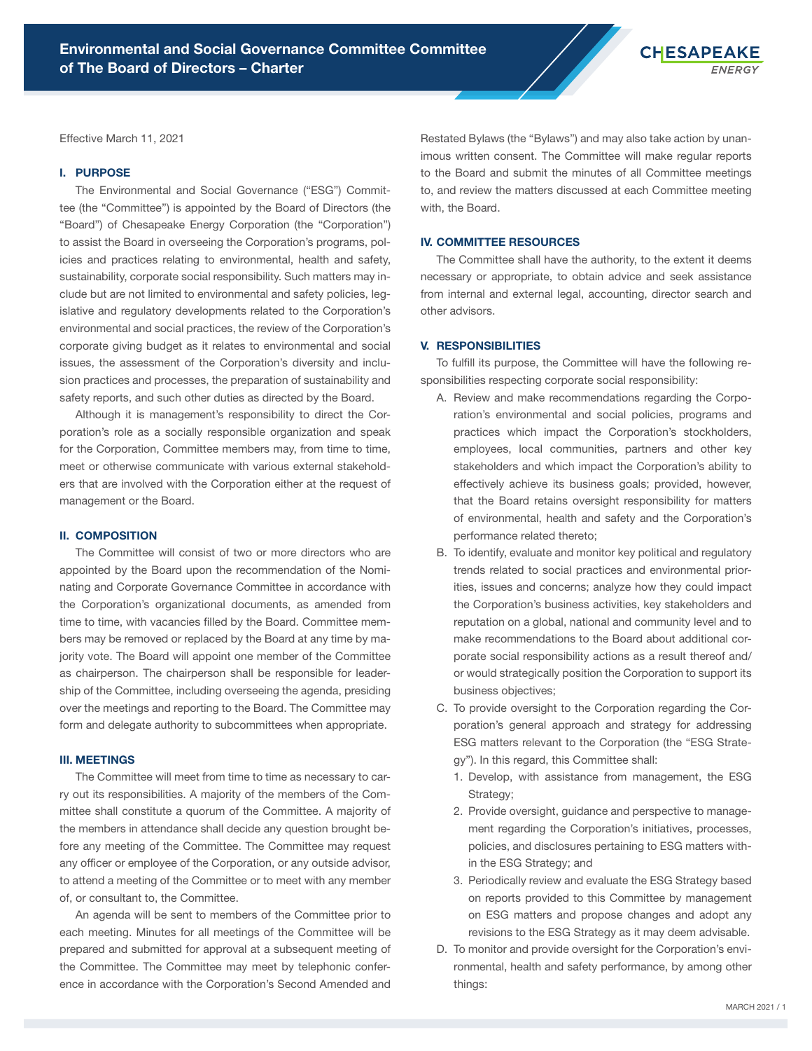# Environmental and Social Governance Committee Committee of The Board of Directors – Charter

Effective March 11, 2021

## I. PURPOSE

The Environmental and Social Governance ("ESG") Committee (the "Committee") is appointed by the Board of Directors (the "Board") of Chesapeake Energy Corporation (the "Corporation") to assist the Board in overseeing the Corporation's programs, policies and practices relating to environmental, health and safety, sustainability, corporate social responsibility. Such matters may include but are not limited to environmental and safety policies, legislative and regulatory developments related to the Corporation's environmental and social practices, the review of the Corporation's corporate giving budget as it relates to environmental and social issues, the assessment of the Corporation's diversity and inclusion practices and processes, the preparation of sustainability and safety reports, and such other duties as directed by the Board.

Although it is management's responsibility to direct the Corporation's role as a socially responsible organization and speak for the Corporation, Committee members may, from time to time, meet or otherwise communicate with various external stakeholders that are involved with the Corporation either at the request of management or the Board.

## II. COMPOSITION

The Committee will consist of two or more directors who are appointed by the Board upon the recommendation of the Nominating and Corporate Governance Committee in accordance with the Corporation's organizational documents, as amended from time to time, with vacancies filled by the Board. Committee members may be removed or replaced by the Board at any time by majority vote. The Board will appoint one member of the Committee as chairperson. The chairperson shall be responsible for leadership of the Committee, including overseeing the agenda, presiding over the meetings and reporting to the Board. The Committee may form and delegate authority to subcommittees when appropriate.

## III. MEETINGS

The Committee will meet from time to time as necessary to carry out its responsibilities. A majority of the members of the Committee shall constitute a quorum of the Committee. A majority of the members in attendance shall decide any question brought before any meeting of the Committee. The Committee may request any officer or employee of the Corporation, or any outside advisor, to attend a meeting of the Committee or to meet with any member of, or consultant to, the Committee.

An agenda will be sent to members of the Committee prior to each meeting. Minutes for all meetings of the Committee will be prepared and submitted for approval at a subsequent meeting of the Committee. The Committee may meet by telephonic conference in accordance with the Corporation's Second Amended and Restated Bylaws (the "Bylaws") and may also take action by unanimous written consent. The Committee will make regular reports to the Board and submit the minutes of all Committee meetings to, and review the matters discussed at each Committee meeting with, the Board.

## IV. COMMITTEE RESOURCES

The Committee shall have the authority, to the extent it deems necessary or appropriate, to obtain advice and seek assistance from internal and external legal, accounting, director search and other advisors.

## V. RESPONSIBILITIES

To fulfill its purpose, the Committee will have the following responsibilities respecting corporate social responsibility:

A. Review and make recommendations regarding the Corporation's environmental and social policies, programs and practices which impact the Corporation's stockholders, employees, local communities, partners and other key stakeholders and which impact the Corporation's ability to effectively achieve its business goals; provided, however, that the Board retains oversight responsibility for matters of environmental, health and safety and the Corporation's performance related thereto;

B. To identify, evaluate and monitor key political and regulatory trends related to social practices and environmental priorities, issues and concerns; analyze how they could impact the Corporation's business activities, key stakeholders and reputation on a global, national and community level and to make recommendations to the Board about additional corporate social responsibility actions as a result thereof and/or would strategically position the Corporation to support its business objectives;

C. To provide oversight to the Corporation regarding the Corporation's general approach and strategy for addressing ESG matters relevant to the Corporation (the "ESG Strategy"). In this regard, this Committee shall:

   1. Develop, with assistance from management, the ESG Strategy;
   2. Provide oversight, guidance and perspective to management regarding the Corporation's initiatives, processes, policies, and disclosures pertaining to ESG matters within the ESG Strategy; and
   3. Periodically review and evaluate the ESG Strategy based on reports provided to this Committee by management on ESG matters and propose changes and adopt any revisions to the ESG Strategy as it may deem advisable.

D. To monitor and provide oversight for the Corporation's environmental, health and safety performance, by among other things: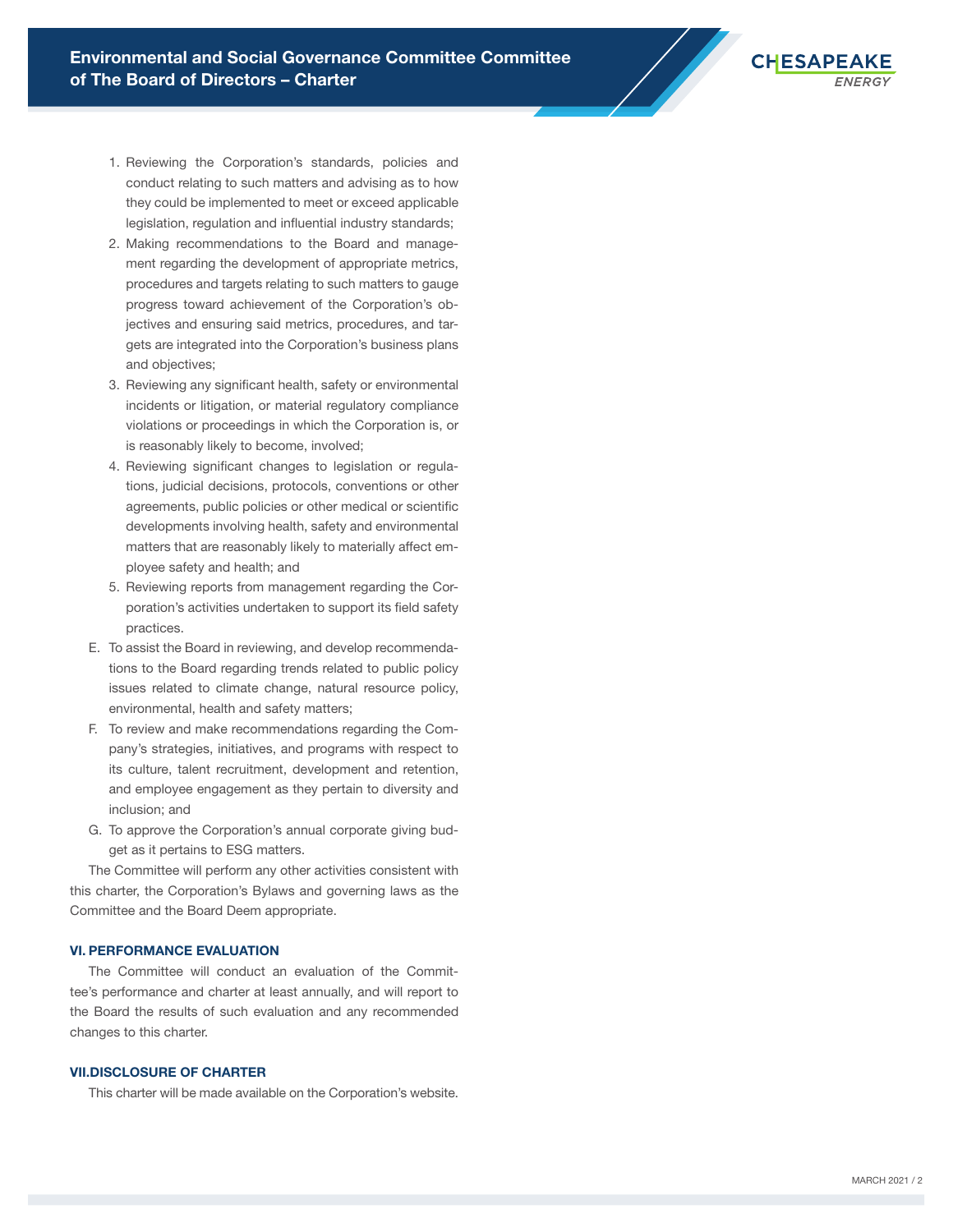1. Reviewing the Corporation's standards, policies and conduct relating to such matters and advising as to how they could be implemented to meet or exceed applicable legislation, regulation and influential industry standards;
2. Making recommendations to the Board and management regarding the development of appropriate metrics, procedures and targets relating to such matters to gauge progress toward achievement of the Corporation's objectives and ensuring said metrics, procedures, and targets are integrated into the Corporation's business plans and objectives;
3. Reviewing any significant health, safety or environmental incidents or litigation, or material regulatory compliance violations or proceedings in which the Corporation is, or is reasonably likely to become, involved;
4. Reviewing significant changes to legislation or regulations, judicial decisions, protocols, conventions or other agreements, public policies or other medical or scientific developments involving health, safety and environmental matters that are reasonably likely to materially affect employee safety and health; and
5. Reviewing reports from management regarding the Corporation's activities undertaken to support its field safety practices.

E. To assist the Board in reviewing, and develop recommendations to the Board regarding trends related to public policy issues related to climate change, natural resource policy, environmental, health and safety matters;

F. To review and make recommendations regarding the Company's strategies, initiatives, and programs with respect to its culture, talent recruitment, development and retention, and employee engagement as they pertain to diversity and inclusion; and

G. To approve the Corporation's annual corporate giving budget as it pertains to ESG matters.

The Committee will perform any other activities consistent with this charter, the Corporation's Bylaws and governing laws as the Committee and the Board Deem appropriate.

### VI. PERFORMANCE EVALUATION

The Committee will conduct an evaluation of the Committee's performance and charter at least annually, and will report to the Board the results of such evaluation and any recommended changes to this charter.

### VII. DISCLOSURE OF CHARTER

This charter will be made available on the Corporation's website.